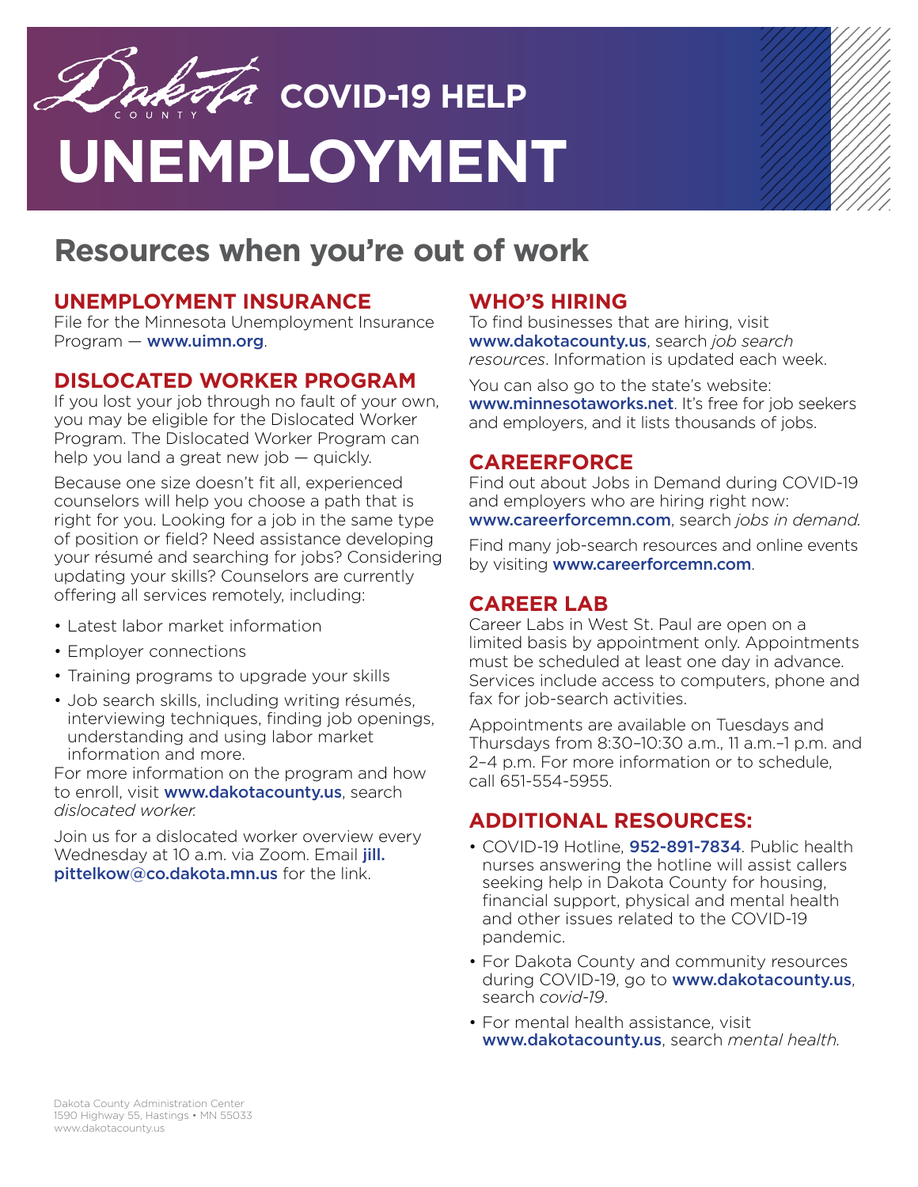Dakota COUNTY **COVID-19 HELP**

# UNEMPLOYMENT

## Resources when you're out of work

### UNEMPLOYMENT INSURANCE

File for the Minnesota Unemployment Insurance Program — www.uimn.org.

### DISLOCATED WORKER PROGRAM

If you lost your job through no fault of your own, you may be eligible for the Dislocated Worker Program. The Dislocated Worker Program can help you land a great new job — quickly.

Because one size doesn't fit all, experienced counselors will help you choose a path that is right for you. Looking for a job in the same type of position or field? Need assistance developing your résumé and searching for jobs? Considering updating your skills? Counselors are currently offering all services remotely, including:

- Latest labor market information
- Employer connections
- Training programs to upgrade your skills
- Job search skills, including writing résumés, interviewing techniques, finding job openings, understanding and using labor market information and more.

For more information on the program and how to enroll, visit www.dakotacounty.us, search *dislocated worker.*

Join us for a dislocated worker overview every Wednesday at 10 a.m. via Zoom. Email jill.pittelkow@co.dakota.mn.us for the link.

### WHO'S HIRING

To find businesses that are hiring, visit www.dakotacounty.us, search *job search resources*. Information is updated each week.

You can also go to the state's website: www.minnesotaworks.net. It's free for job seekers and employers, and it lists thousands of jobs.

### CAREERFORCE

Find out about Jobs in Demand during COVID-19 and employers who are hiring right now: www.careerforcemn.com, search *jobs in demand.*

Find many job-search resources and online events by visiting www.careerforcemn.com.

### CAREER LAB

Career Labs in West St. Paul are open on a limited basis by appointment only. Appointments must be scheduled at least one day in advance. Services include access to computers, phone and fax for job-search activities.

Appointments are available on Tuesdays and Thursdays from 8:30–10:30 a.m., 11 a.m.–1 p.m. and 2–4 p.m. For more information or to schedule, call 651-554-5955.

### ADDITIONAL RESOURCES:

- COVID-19 Hotline, 952-891-7834. Public health nurses answering the hotline will assist callers seeking help in Dakota County for housing, financial support, physical and mental health and other issues related to the COVID-19 pandemic.
- For Dakota County and community resources during COVID-19, go to www.dakotacounty.us, search *covid-19*.
- For mental health assistance, visit www.dakotacounty.us, search *mental health.*

Dakota County Administration Center
1590 Highway 55, Hastings • MN 55033
www.dakotacounty.us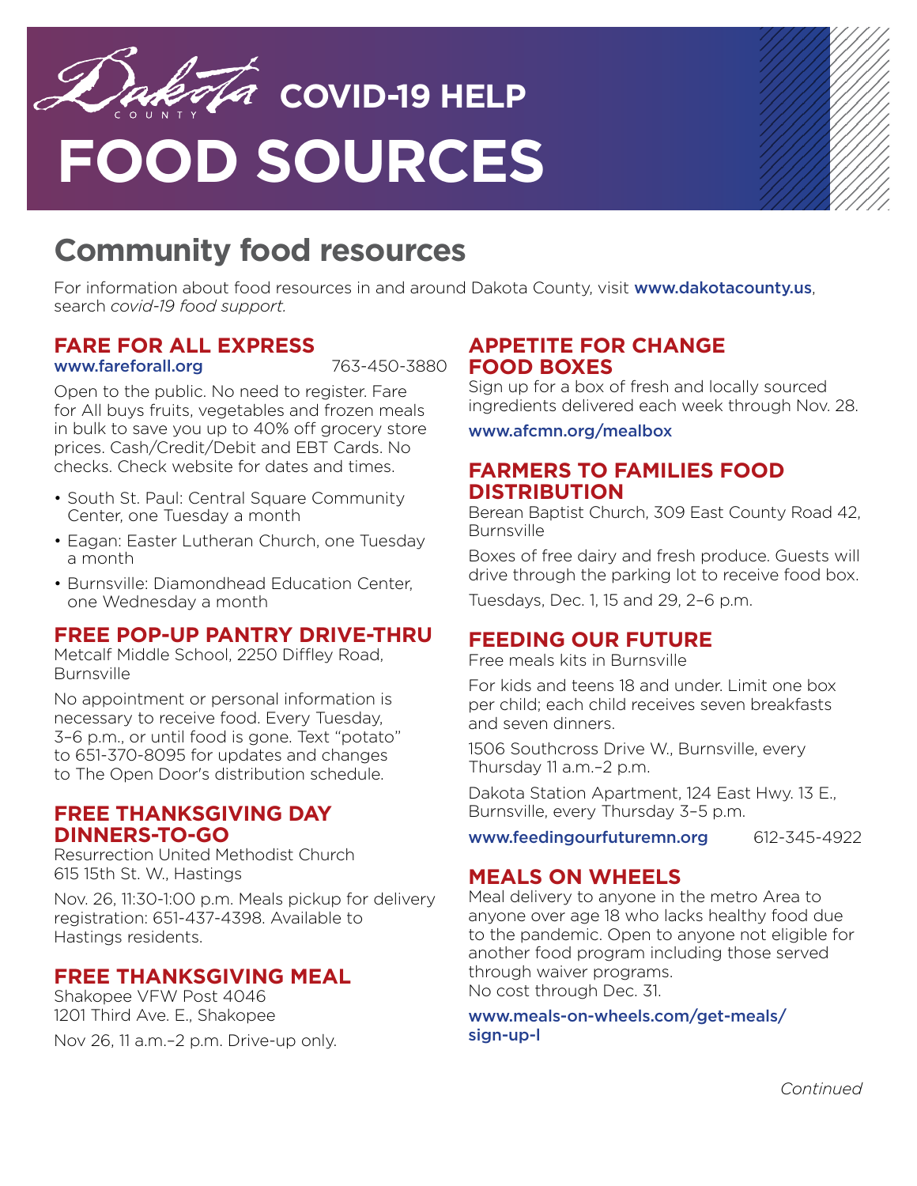Dakota COUNTY **COVID-19 HELP**

# FOOD SOURCES

## Community food resources

For information about food resources in and around Dakota County, visit **www.dakotacounty.us**, search *covid-19 food support.*

### FARE FOR ALL EXPRESS

**www.fareforall.org** 763-450-3880

Open to the public. No need to register. Fare for All buys fruits, vegetables and frozen meals in bulk to save you up to 40% off grocery store prices. Cash/Credit/Debit and EBT Cards. No checks. Check website for dates and times.

- South St. Paul: Central Square Community Center, one Tuesday a month
- Eagan: Easter Lutheran Church, one Tuesday a month
- Burnsville: Diamondhead Education Center, one Wednesday a month

### FREE POP-UP PANTRY DRIVE-THRU

Metcalf Middle School, 2250 Diffley Road, Burnsville

No appointment or personal information is necessary to receive food. Every Tuesday, 3–6 p.m., or until food is gone. Text "potato" to 651-370-8095 for updates and changes to The Open Door's distribution schedule.

### FREE THANKSGIVING DAY DINNERS-TO-GO

Resurrection United Methodist Church
615 15th St. W., Hastings

Nov. 26, 11:30-1:00 p.m. Meals pickup for delivery registration: 651-437-4398. Available to Hastings residents.

### FREE THANKSGIVING MEAL

Shakopee VFW Post 4046
1201 Third Ave. E., Shakopee

Nov 26, 11 a.m.–2 p.m. Drive-up only.

### APPETITE FOR CHANGE FOOD BOXES

Sign up for a box of fresh and locally sourced ingredients delivered each week through Nov. 28.

**www.afcmn.org/mealbox**

### FARMERS TO FAMILIES FOOD DISTRIBUTION

Berean Baptist Church, 309 East County Road 42, Burnsville

Boxes of free dairy and fresh produce. Guests will drive through the parking lot to receive food box.

Tuesdays, Dec. 1, 15 and 29, 2–6 p.m.

### FEEDING OUR FUTURE

Free meals kits in Burnsville

For kids and teens 18 and under. Limit one box per child; each child receives seven breakfasts and seven dinners.

1506 Southcross Drive W., Burnsville, every Thursday 11 a.m.–2 p.m.

Dakota Station Apartment, 124 East Hwy. 13 E., Burnsville, every Thursday 3–5 p.m.

**www.feedingourfuturemn.org** 612-345-4922

### MEALS ON WHEELS

Meal delivery to anyone in the metro Area to anyone over age 18 who lacks healthy food due to the pandemic. Open to anyone not eligible for another food program including those served through waiver programs.
No cost through Dec. 31.

**www.meals-on-wheels.com/get-meals/sign-up-l**

*Continued*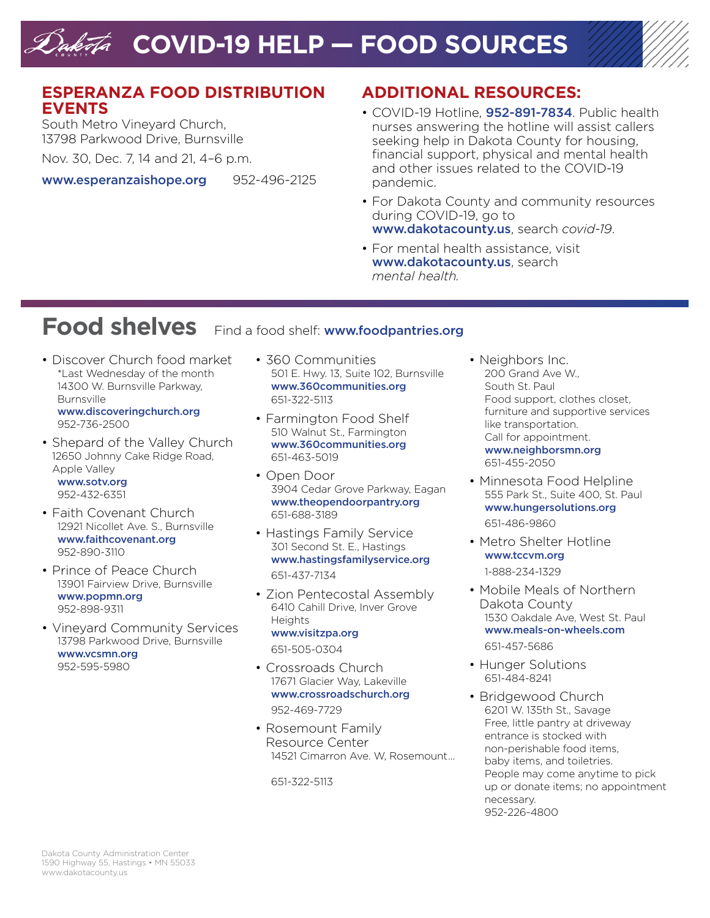# COVID-19 HELP — FOOD SOURCES

## ESPERANZA FOOD DISTRIBUTION EVENTS

South Metro Vineyard Church,
13798 Parkwood Drive, Burnsville

Nov. 30, Dec. 7, 14 and 21, 4–6 p.m.

www.esperanzaishope.org 952-496-2125

## ADDITIONAL RESOURCES:

- COVID-19 Hotline, 952-891-7834. Public health nurses answering the hotline will assist callers seeking help in Dakota County for housing, financial support, physical and mental health and other issues related to the COVID-19 pandemic.
- For Dakota County and community resources during COVID-19, go to www.dakotacounty.us, search *covid-19*.
- For mental health assistance, visit www.dakotacounty.us, search *mental health.*

# Food shelves

Find a food shelf: www.foodpantries.org

- Discover Church food market
  *Last Wednesday of the month
  14300 W. Burnsville Parkway, Burnsville
  www.discoveringchurch.org
  952-736-2500
- Shepard of the Valley Church
  12650 Johnny Cake Ridge Road, Apple Valley
  www.sotv.org
  952-432-6351
- Faith Covenant Church
  12921 Nicollet Ave. S., Burnsville
  www.faithcovenant.org
  952-890-3110
- Prince of Peace Church
  13901 Fairview Drive, Burnsville
  www.popmn.org
  952-898-9311
- Vineyard Community Services
  13798 Parkwood Drive, Burnsville
  www.vcsmn.org
  952-595-5980
- 360 Communities
  501 E. Hwy. 13, Suite 102, Burnsville
  www.360communities.org
  651-322-5113
- Farmington Food Shelf
  510 Walnut St., Farmington
  www.360communities.org
  651-463-5019
- Open Door
  3904 Cedar Grove Parkway, Eagan
  www.theopendoorpantry.org
  651-688-3189
- Hastings Family Service
  301 Second St. E., Hastings
  www.hastingsfamilyservice.org
  651-437-7134
- Zion Pentecostal Assembly
  6410 Cahill Drive, Inver Grove Heights
  www.visitzpa.org
  651-505-0304
- Crossroads Church
  17671 Glacier Way, Lakeville
  www.crossroadschurch.org
  952-469-7729
- Rosemount Family Resource Center
  14521 Cimarron Ave. W, Rosemount...
  651-322-5113
- Neighbors Inc.
  200 Grand Ave W., South St. Paul
  Food support, clothes closet, furniture and supportive services like transportation.
  Call for appointment.
  www.neighborsmn.org
  651-455-2050
- Minnesota Food Helpline
  555 Park St., Suite 400, St. Paul
  www.hungersolutions.org
  651-486-9860
- Metro Shelter Hotline
  www.tccvm.org
  1-888-234-1329
- Mobile Meals of Northern Dakota County
  1530 Oakdale Ave, West St. Paul
  www.meals-on-wheels.com
  651-457-5686
- Hunger Solutions
  651-484-8241
- Bridgewood Church
  6201 W. 135th St., Savage
  Free, little pantry at driveway entrance is stocked with non-perishable food items, baby items, and toiletries.
  People may come anytime to pick up or donate items; no appointment necessary.
  952-226-4800

Dakota County Administration Center
1590 Highway 55, Hastings • MN 55033
www.dakotacounty.us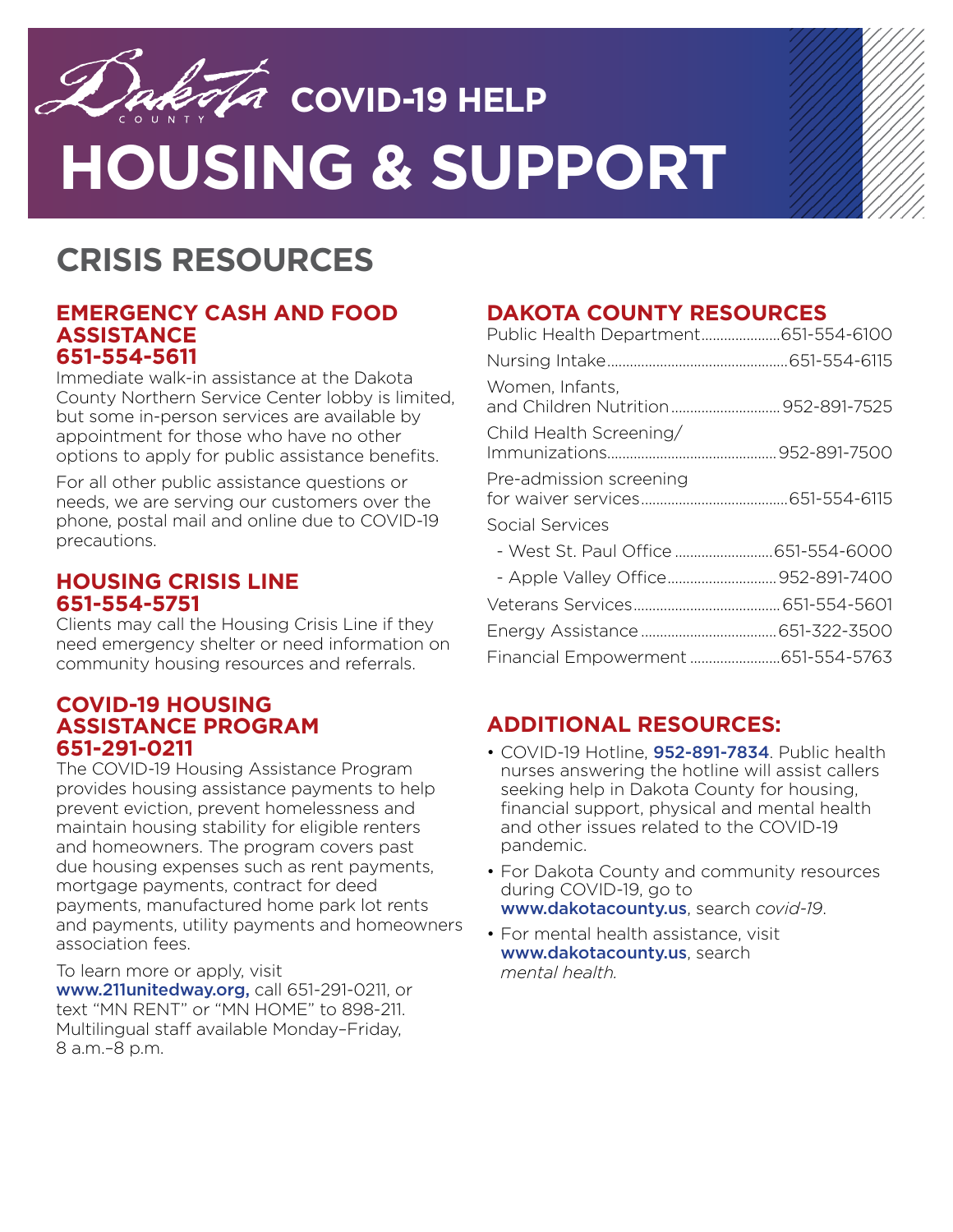Dakota COUNTY **COVID-19 HELP**

# HOUSING & SUPPORT

## CRISIS RESOURCES

### EMERGENCY CASH AND FOOD ASSISTANCE 651-554-5611

Immediate walk-in assistance at the Dakota County Northern Service Center lobby is limited, but some in-person services are available by appointment for those who have no other options to apply for public assistance benefits.

For all other public assistance questions or needs, we are serving our customers over the phone, postal mail and online due to COVID-19 precautions.

### HOUSING CRISIS LINE 651-554-5751

Clients may call the Housing Crisis Line if they need emergency shelter or need information on community housing resources and referrals.

### COVID-19 HOUSING ASSISTANCE PROGRAM 651-291-0211

The COVID-19 Housing Assistance Program provides housing assistance payments to help prevent eviction, prevent homelessness and maintain housing stability for eligible renters and homeowners. The program covers past due housing expenses such as rent payments, mortgage payments, contract for deed payments, manufactured home park lot rents and payments, utility payments and homeowners association fees.

To learn more or apply, visit www.211unitedway.org, call 651-291-0211, or text "MN RENT" or "MN HOME" to 898-211. Multilingual staff available Monday–Friday, 8 a.m.–8 p.m.

### DAKOTA COUNTY RESOURCES

| | |
|---|---|
| Public Health Department | 651-554-6100 |
| Nursing Intake | 651-554-6115 |
| Women, Infants, and Children Nutrition | 952-891-7525 |
| Child Health Screening/ Immunizations | 952-891-7500 |
| Pre-admission screening for waiver services | 651-554-6115 |
| Social Services | |
| - West St. Paul Office | 651-554-6000 |
| - Apple Valley Office | 952-891-7400 |
| Veterans Services | 651-554-5601 |
| Energy Assistance | 651-322-3500 |
| Financial Empowerment | 651-554-5763 |

### ADDITIONAL RESOURCES:

- COVID-19 Hotline, 952-891-7834. Public health nurses answering the hotline will assist callers seeking help in Dakota County for housing, financial support, physical and mental health and other issues related to the COVID-19 pandemic.
- For Dakota County and community resources during COVID-19, go to www.dakotacounty.us, search *covid-19*.
- For mental health assistance, visit www.dakotacounty.us, search *mental health*.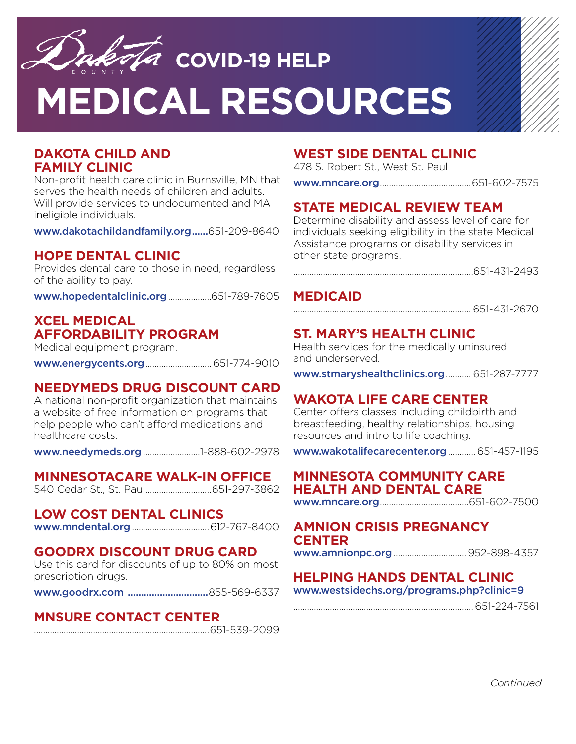Dakota COUNTY **COVID-19 HELP**

# MEDICAL RESOURCES

## DAKOTA CHILD AND FAMILY CLINIC

Non-profit health care clinic in Burnsville, MN that serves the health needs of children and adults. Will provide services to undocumented and MA ineligible individuals.

www.dakotachildandfamily.org......651-209-8640

## HOPE DENTAL CLINIC

Provides dental care to those in need, regardless of the ability to pay.

www.hopedentalclinic.org..................651-789-7605

## XCEL MEDICAL AFFORDABILITY PROGRAM

Medical equipment program.

www.energycents.org............................651-774-9010

## NEEDYMEDS DRUG DISCOUNT CARD

A national non-profit organization that maintains a website of free information on programs that help people who can't afford medications and healthcare costs.

www.needymeds.org.........................1-888-602-2978

## MINNESOTACARE WALK-IN OFFICE

540 Cedar St., St. Paul............................651-297-3862

## LOW COST DENTAL CLINICS

www.mndental.org.................................612-767-8400

## GOODRX DISCOUNT DRUG CARD

Use this card for discounts of up to 80% on most prescription drugs.

www.goodrx.com .............................855-569-6337

## MNSURE CONTACT CENTER

............................................................................651-539-2099

## WEST SIDE DENTAL CLINIC

478 S. Robert St., West St. Paul

www.mncare.org.......................................651-602-7575

## STATE MEDICAL REVIEW TEAM

Determine disability and assess level of care for individuals seeking eligibility in the state Medical Assistance programs or disability services in other state programs.

..............................................................................651-431-2493

## MEDICAID

............................................................................. 651-431-2670

## ST. MARY'S HEALTH CLINIC

Health services for the medically uninsured and underserved.

www.stmaryshealthclinics.org........... 651-287-7777

## WAKOTA LIFE CARE CENTER

Center offers classes including childbirth and breastfeeding, healthy relationships, housing resources and intro to life coaching.

www.wakotalifecarecenter.org............ 651-457-1195

## MINNESOTA COMMUNITY CARE HEALTH AND DENTAL CARE

www.mncare.org......................................651-602-7500

## AMNION CRISIS PREGNANCY CENTER

www.amnionpc.org................................ 952-898-4357

## HELPING HANDS DENTAL CLINIC

www.westsidechs.org/programs.php?clinic=9

.............................................................................. 651-224-7561

*Continued*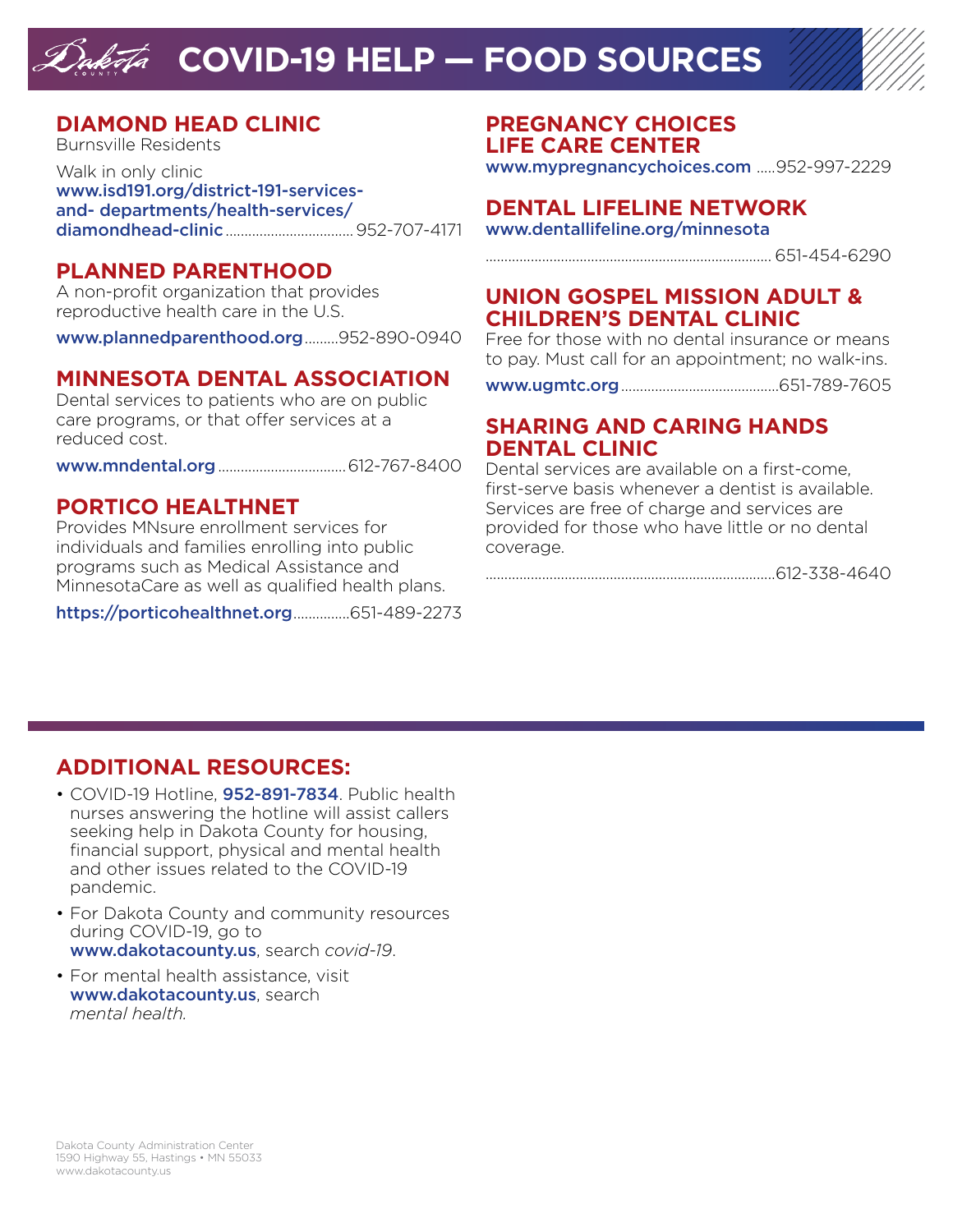# COVID-19 HELP — FOOD SOURCES

## DIAMOND HEAD CLINIC

Burnsville Residents

Walk in only clinic
www.isd191.org/district-191-services-and- departments/health-services/diamondhead-clinic ................................ 952-707-4171

## PLANNED PARENTHOOD

A non-profit organization that provides reproductive health care in the U.S.

www.plannedparenthood.org .........952-890-0940

## MINNESOTA DENTAL ASSOCIATION

Dental services to patients who are on public care programs, or that offer services at a reduced cost.

www.mndental.org ................................ 612-767-8400

## PORTICO HEALTHNET

Provides MNsure enrollment services for individuals and families enrolling into public programs such as Medical Assistance and MinnesotaCare as well as qualified health plans.

https://porticohealthnet.org ...............651-489-2273

## PREGNANCY CHOICES LIFE CARE CENTER

www.mypregnancychoices.com .....952-997-2229

## DENTAL LIFELINE NETWORK

www.dentallifeline.org/minnesota

........................................................................... 651-454-6290

## UNION GOSPEL MISSION ADULT & CHILDREN'S DENTAL CLINIC

Free for those with no dental insurance or means to pay. Must call for an appointment; no walk-ins.

www.ugmtc.org .........................................651-789-7605

## SHARING AND CARING HANDS DENTAL CLINIC

Dental services are available on a first-come, first-serve basis whenever a dentist is available. Services are free of charge and services are provided for those who have little or no dental coverage.

............................................................................612-338-4640

## ADDITIONAL RESOURCES:

- COVID-19 Hotline, **952-891-7834**. Public health nurses answering the hotline will assist callers seeking help in Dakota County for housing, financial support, physical and mental health and other issues related to the COVID-19 pandemic.
- For Dakota County and community resources during COVID-19, go to www.dakotacounty.us, search *covid-19*.
- For mental health assistance, visit www.dakotacounty.us, search *mental health.*

Dakota County Administration Center
1590 Highway 55, Hastings • MN 55033
www.dakotacounty.us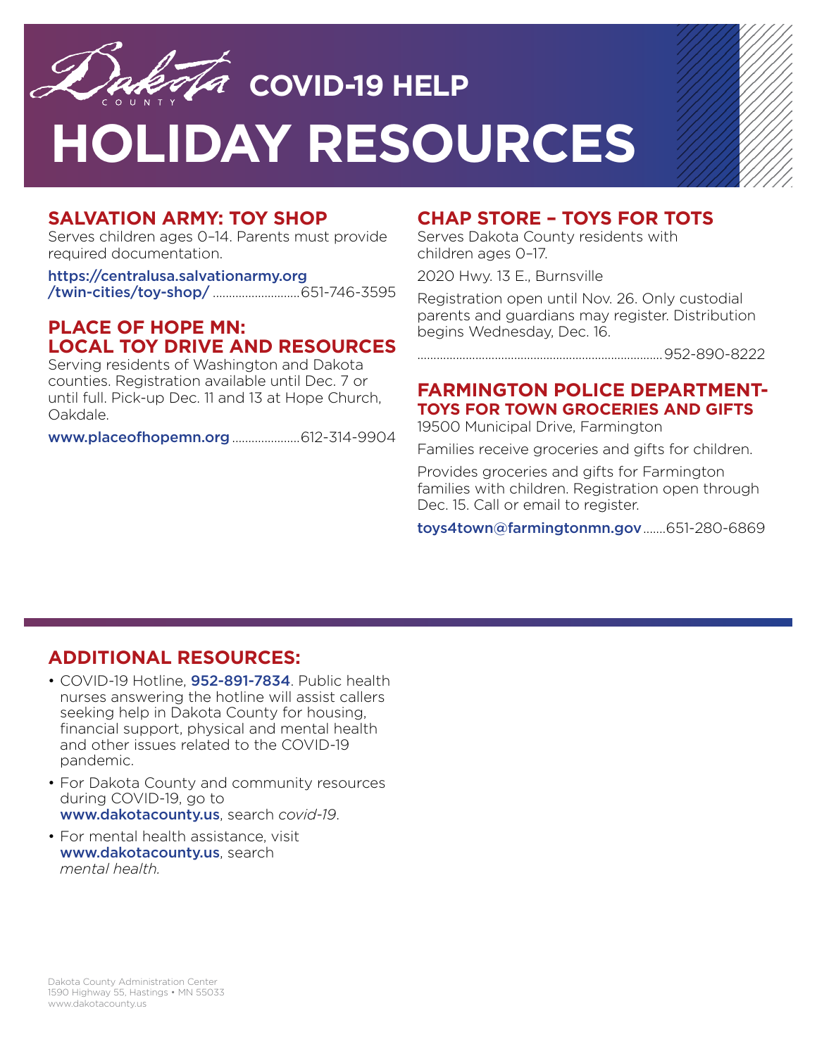Dakota COUNTY **COVID-19 HELP**

# HOLIDAY RESOURCES

## SALVATION ARMY: TOY SHOP

Serves children ages 0–14. Parents must provide required documentation.

https://centralusa.salvationarmy.org/twin-cities/toy-shop/ ........................... 651-746-3595

## PLACE OF HOPE MN: LOCAL TOY DRIVE AND RESOURCES

Serving residents of Washington and Dakota counties. Registration available until Dec. 7 or until full. Pick-up Dec. 11 and 13 at Hope Church, Oakdale.

www.placeofhopemn.org ..................... 612-314-9904

## CHAP STORE – TOYS FOR TOTS

Serves Dakota County residents with children ages 0–17.

2020 Hwy. 13 E., Burnsville

Registration open until Nov. 26. Only custodial parents and guardians may register. Distribution begins Wednesday, Dec. 16.

........................................................................... 952-890-8222

## FARMINGTON POLICE DEPARTMENT-
### TOYS FOR TOWN GROCERIES AND GIFTS

19500 Municipal Drive, Farmington

Families receive groceries and gifts for children.

Provides groceries and gifts for Farmington families with children. Registration open through Dec. 15. Call or email to register.

toys4town@farmingtonmn.gov ....... 651-280-6869

## ADDITIONAL RESOURCES:

- COVID-19 Hotline, **952-891-7834**. Public health nurses answering the hotline will assist callers seeking help in Dakota County for housing, financial support, physical and mental health and other issues related to the COVID-19 pandemic.
- For Dakota County and community resources during COVID-19, go to **www.dakotacounty.us**, search *covid-19*.
- For mental health assistance, visit **www.dakotacounty.us**, search *mental health.*

Dakota County Administration Center
1590 Highway 55, Hastings • MN 55033
www.dakotacounty.us